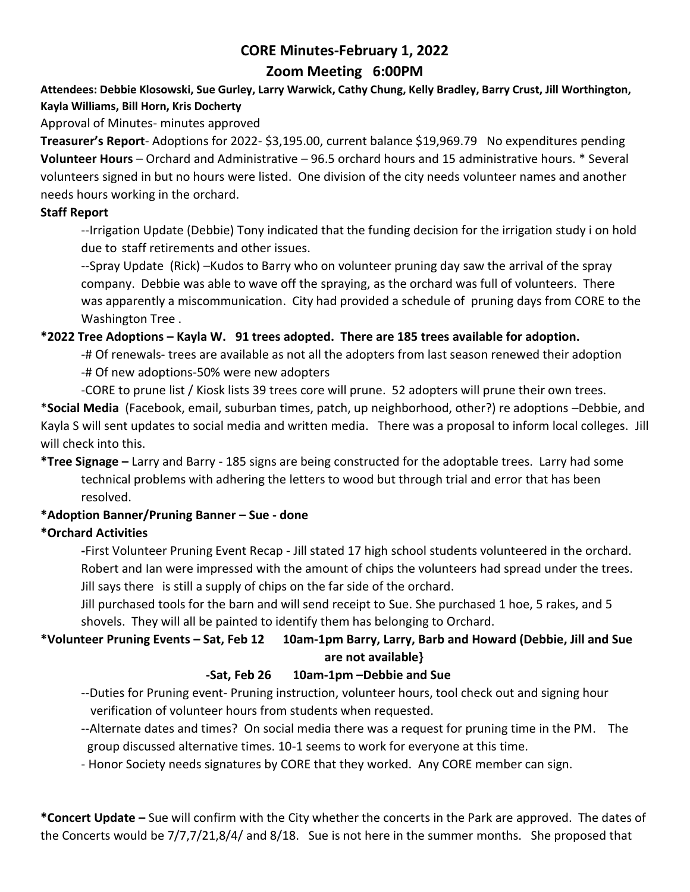# CORE Minutes-February 1, 2022

## Zoom Meeting 6:00PM

**Attendees: Debbie Klosowski, Sue Gurley, Larry Warwick, Cathy Chung, Kelly Bradley, Barry Crust, Jill Worthington, Kayla Williams, Bill Horn, Kris Docherty**

Approval of Minutes- minutes approved

**Treasurer's Report**- Adoptions for 2022- $3,195.00, current balance $19,969.79 No expenditures pending

**Volunteer Hours** – Orchard and Administrative – 96.5 orchard hours and 15 administrative hours. * Several volunteers signed in but no hours were listed. One division of the city needs volunteer names and another needs hours working in the orchard.

**Staff Report**

--Irrigation Update (Debbie) Tony indicated that the funding decision for the irrigation study i on hold due to staff retirements and other issues.

--Spray Update (Rick) –Kudos to Barry who on volunteer pruning day saw the arrival of the spray company. Debbie was able to wave off the spraying, as the orchard was full of volunteers. There was apparently a miscommunication. City had provided a schedule of pruning days from CORE to the Washington Tree .

**\*2022 Tree Adoptions – Kayla W. 91 trees adopted. There are 185 trees available for adoption.**

-# Of renewals- trees are available as not all the adopters from last season renewed their adoption

-# Of new adoptions-50% were new adopters

-CORE to prune list / Kiosk lists 39 trees core will prune. 52 adopters will prune their own trees.

\***Social Media** (Facebook, email, suburban times, patch, up neighborhood, other?) re adoptions –Debbie, and Kayla S will sent updates to social media and written media. There was a proposal to inform local colleges. Jill will check into this.

**\*Tree Signage –** Larry and Barry - 185 signs are being constructed for the adoptable trees. Larry had some technical problems with adhering the letters to wood but through trial and error that has been resolved.

**\*Adoption Banner/Pruning Banner – Sue - done**

**\*Orchard Activities**

**-**First Volunteer Pruning Event Recap - Jill stated 17 high school students volunteered in the orchard. Robert and Ian were impressed with the amount of chips the volunteers had spread under the trees. Jill says there is still a supply of chips on the far side of the orchard.

Jill purchased tools for the barn and will send receipt to Sue. She purchased 1 hoe, 5 rakes, and 5 shovels. They will all be painted to identify them has belonging to Orchard.

**\*Volunteer Pruning Events – Sat, Feb 12 10am-1pm Barry, Larry, Barb and Howard (Debbie, Jill and Sue are not available}**

**-Sat, Feb 26 10am-1pm –Debbie and Sue**

--Duties for Pruning event- Pruning instruction, volunteer hours, tool check out and signing hour verification of volunteer hours from students when requested.

--Alternate dates and times? On social media there was a request for pruning time in the PM. The group discussed alternative times. 10-1 seems to work for everyone at this time.

- Honor Society needs signatures by CORE that they worked. Any CORE member can sign.

**\*Concert Update –** Sue will confirm with the City whether the concerts in the Park are approved. The dates of the Concerts would be 7/7,7/21,8/4/ and 8/18. Sue is not here in the summer months. She proposed that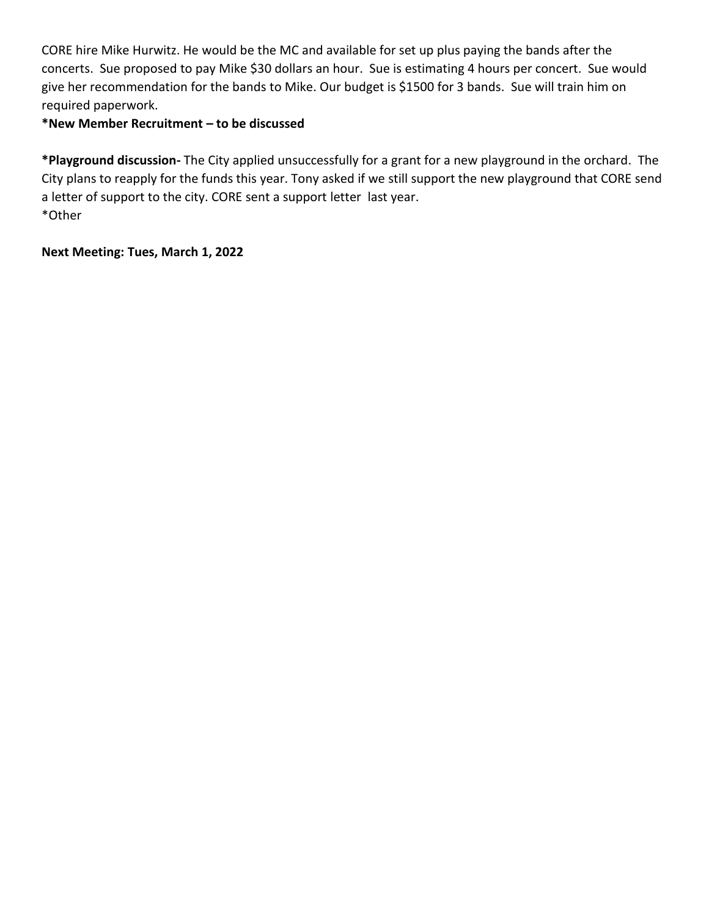CORE hire Mike Hurwitz. He would be the MC and available for set up plus paying the bands after the concerts. Sue proposed to pay Mike $30 dollars an hour. Sue is estimating 4 hours per concert. Sue would give her recommendation for the bands to Mike. Our budget is $1500 for 3 bands. Sue will train him on required paperwork.

**\*New Member Recruitment – to be discussed**

**\*Playground discussion-** The City applied unsuccessfully for a grant for a new playground in the orchard. The City plans to reapply for the funds this year. Tony asked if we still support the new playground that CORE send a letter of support to the city. CORE sent a support letter last year.

\*Other

**Next Meeting: Tues, March 1, 2022**